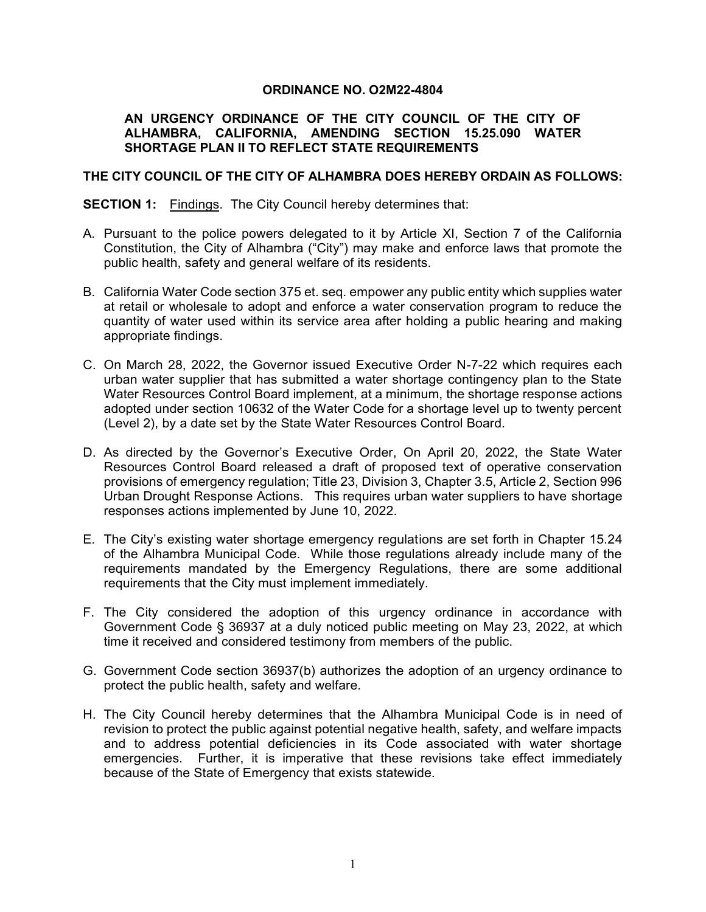**ORDINANCE NO. O2M22-4804**

**AN URGENCY ORDINANCE OF THE CITY COUNCIL OF THE CITY OF ALHAMBRA, CALIFORNIA, AMENDING SECTION 15.25.090 WATER SHORTAGE PLAN II TO REFLECT STATE REQUIREMENTS**

**THE CITY COUNCIL OF THE CITY OF ALHAMBRA DOES HEREBY ORDAIN AS FOLLOWS:**

**SECTION 1:** Findings. The City Council hereby determines that:

A. Pursuant to the police powers delegated to it by Article XI, Section 7 of the California Constitution, the City of Alhambra ("City") may make and enforce laws that promote the public health, safety and general welfare of its residents.

B. California Water Code section 375 et. seq. empower any public entity which supplies water at retail or wholesale to adopt and enforce a water conservation program to reduce the quantity of water used within its service area after holding a public hearing and making appropriate findings.

C. On March 28, 2022, the Governor issued Executive Order N-7-22 which requires each urban water supplier that has submitted a water shortage contingency plan to the State Water Resources Control Board implement, at a minimum, the shortage response actions adopted under section 10632 of the Water Code for a shortage level up to twenty percent (Level 2), by a date set by the State Water Resources Control Board.

D. As directed by the Governor's Executive Order, On April 20, 2022, the State Water Resources Control Board released a draft of proposed text of operative conservation provisions of emergency regulation; Title 23, Division 3, Chapter 3.5, Article 2, Section 996 Urban Drought Response Actions. This requires urban water suppliers to have shortage responses actions implemented by June 10, 2022.

E. The City's existing water shortage emergency regulations are set forth in Chapter 15.24 of the Alhambra Municipal Code. While those regulations already include many of the requirements mandated by the Emergency Regulations, there are some additional requirements that the City must implement immediately.

F. The City considered the adoption of this urgency ordinance in accordance with Government Code § 36937 at a duly noticed public meeting on May 23, 2022, at which time it received and considered testimony from members of the public.

G. Government Code section 36937(b) authorizes the adoption of an urgency ordinance to protect the public health, safety and welfare.

H. The City Council hereby determines that the Alhambra Municipal Code is in need of revision to protect the public against potential negative health, safety, and welfare impacts and to address potential deficiencies in its Code associated with water shortage emergencies. Further, it is imperative that these revisions take effect immediately because of the State of Emergency that exists statewide.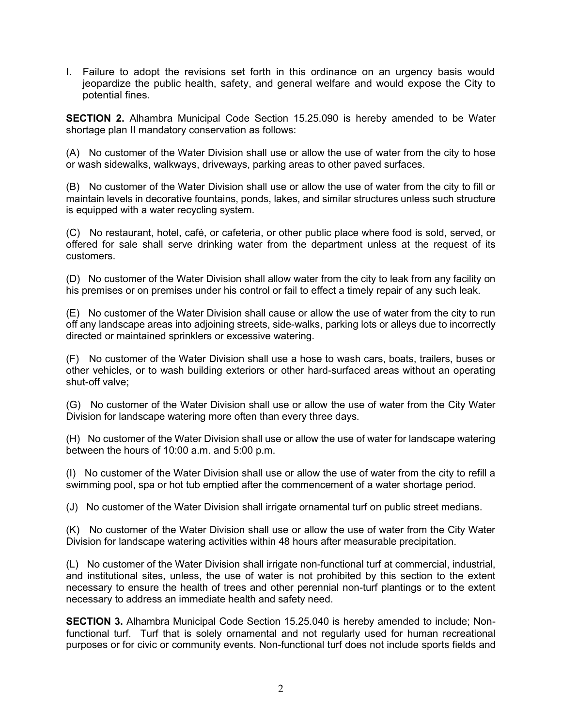I. Failure to adopt the revisions set forth in this ordinance on an urgency basis would jeopardize the public health, safety, and general welfare and would expose the City to potential fines.

**SECTION 2.** Alhambra Municipal Code Section 15.25.090 is hereby amended to be Water shortage plan II mandatory conservation as follows:

(A) No customer of the Water Division shall use or allow the use of water from the city to hose or wash sidewalks, walkways, driveways, parking areas to other paved surfaces.

(B) No customer of the Water Division shall use or allow the use of water from the city to fill or maintain levels in decorative fountains, ponds, lakes, and similar structures unless such structure is equipped with a water recycling system.

(C) No restaurant, hotel, café, or cafeteria, or other public place where food is sold, served, or offered for sale shall serve drinking water from the department unless at the request of its customers.

(D) No customer of the Water Division shall allow water from the city to leak from any facility on his premises or on premises under his control or fail to effect a timely repair of any such leak.

(E) No customer of the Water Division shall cause or allow the use of water from the city to run off any landscape areas into adjoining streets, side-walks, parking lots or alleys due to incorrectly directed or maintained sprinklers or excessive watering.

(F) No customer of the Water Division shall use a hose to wash cars, boats, trailers, buses or other vehicles, or to wash building exteriors or other hard-surfaced areas without an operating shut-off valve;

(G) No customer of the Water Division shall use or allow the use of water from the City Water Division for landscape watering more often than every three days.

(H) No customer of the Water Division shall use or allow the use of water for landscape watering between the hours of 10:00 a.m. and 5:00 p.m.

(I) No customer of the Water Division shall use or allow the use of water from the city to refill a swimming pool, spa or hot tub emptied after the commencement of a water shortage period.

(J) No customer of the Water Division shall irrigate ornamental turf on public street medians.

(K) No customer of the Water Division shall use or allow the use of water from the City Water Division for landscape watering activities within 48 hours after measurable precipitation.

(L) No customer of the Water Division shall irrigate non-functional turf at commercial, industrial, and institutional sites, unless, the use of water is not prohibited by this section to the extent necessary to ensure the health of trees and other perennial non-turf plantings or to the extent necessary to address an immediate health and safety need.

**SECTION 3.** Alhambra Municipal Code Section 15.25.040 is hereby amended to include; Non-functional turf. Turf that is solely ornamental and not regularly used for human recreational purposes or for civic or community events. Non-functional turf does not include sports fields and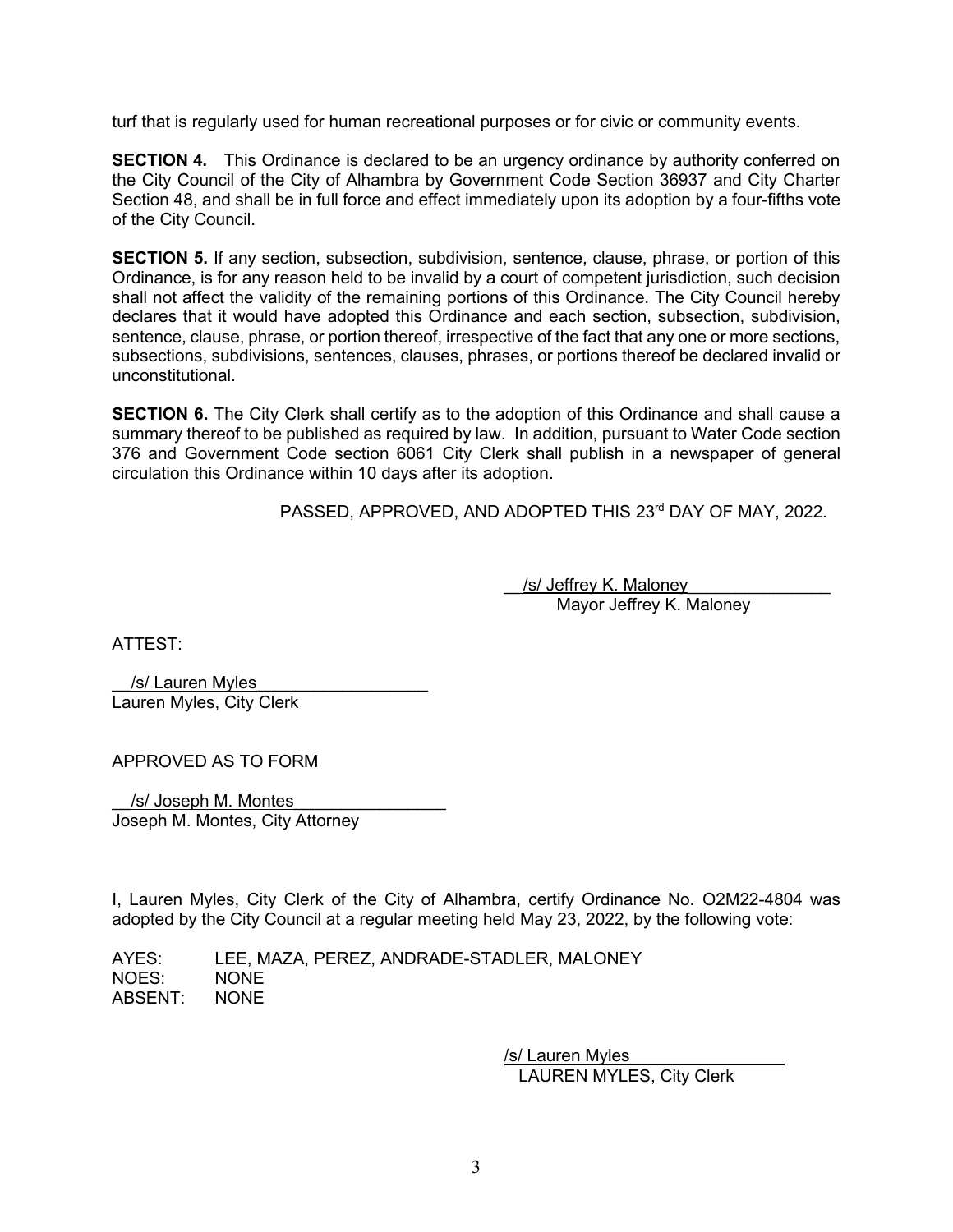turf that is regularly used for human recreational purposes or for civic or community events.

**SECTION 4.** This Ordinance is declared to be an urgency ordinance by authority conferred on the City Council of the City of Alhambra by Government Code Section 36937 and City Charter Section 48, and shall be in full force and effect immediately upon its adoption by a four-fifths vote of the City Council.

**SECTION 5.** If any section, subsection, subdivision, sentence, clause, phrase, or portion of this Ordinance, is for any reason held to be invalid by a court of competent jurisdiction, such decision shall not affect the validity of the remaining portions of this Ordinance. The City Council hereby declares that it would have adopted this Ordinance and each section, subsection, subdivision, sentence, clause, phrase, or portion thereof, irrespective of the fact that any one or more sections, subsections, subdivisions, sentences, clauses, phrases, or portions thereof be declared invalid or unconstitutional.

**SECTION 6.** The City Clerk shall certify as to the adoption of this Ordinance and shall cause a summary thereof to be published as required by law. In addition, pursuant to Water Code section 376 and Government Code section 6061 City Clerk shall publish in a newspaper of general circulation this Ordinance within 10 days after its adoption.

PASSED, APPROVED, AND ADOPTED THIS 23rd DAY OF MAY, 2022.

/s/ Jeffrey K. Maloney
Mayor Jeffrey K. Maloney

ATTEST:

/s/ Lauren Myles
Lauren Myles, City Clerk

APPROVED AS TO FORM

/s/ Joseph M. Montes
Joseph M. Montes, City Attorney

I, Lauren Myles, City Clerk of the City of Alhambra, certify Ordinance No. O2M22-4804 was adopted by the City Council at a regular meeting held May 23, 2022, by the following vote:

AYES: LEE, MAZA, PEREZ, ANDRADE-STADLER, MALONEY
NOES: NONE
ABSENT: NONE

/s/ Lauren Myles
LAUREN MYLES, City Clerk